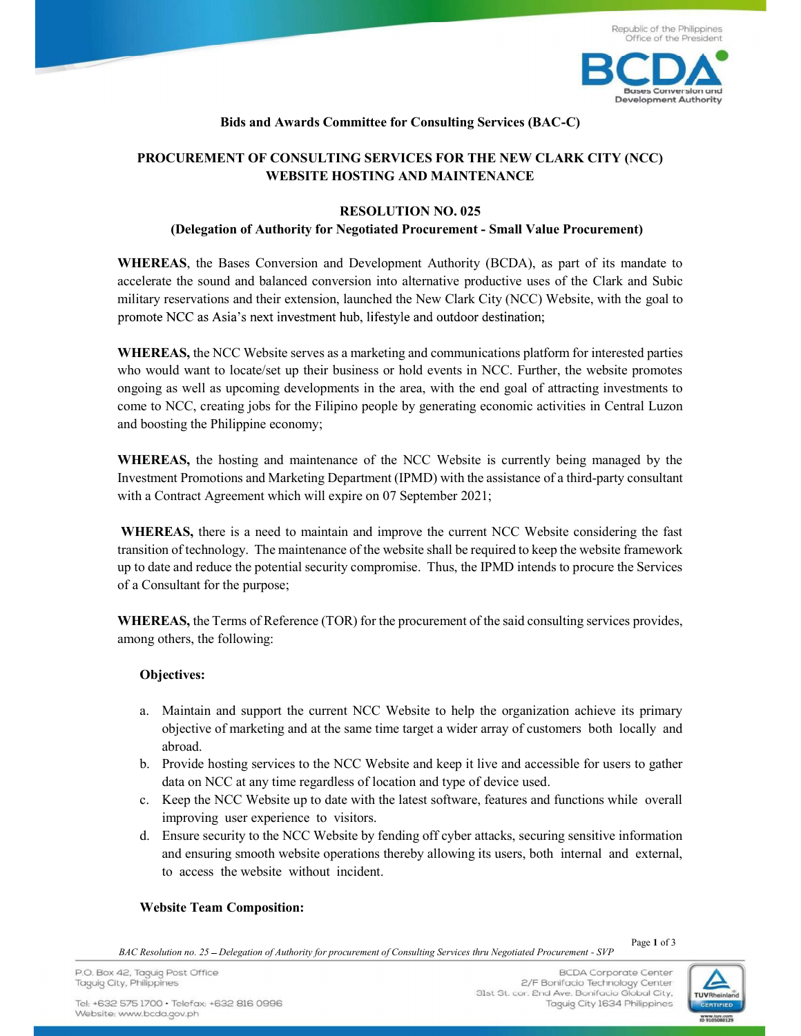Republic of the Philippines
Office of the President

**Bids and Awards Committee for Consulting Services (BAC-C)**

## PROCUREMENT OF CONSULTING SERVICES FOR THE NEW CLARK CITY (NCC) WEBSITE HOSTING AND MAINTENANCE

### RESOLUTION NO. 025
**(Delegation of Authority for Negotiated Procurement - Small Value Procurement)**

**WHEREAS**, the Bases Conversion and Development Authority (BCDA), as part of its mandate to accelerate the sound and balanced conversion into alternative productive uses of the Clark and Subic military reservations and their extension, launched the New Clark City (NCC) Website, with the goal to promote NCC as Asia's next investment hub, lifestyle and outdoor destination;

**WHEREAS,** the NCC Website serves as a marketing and communications platform for interested parties who would want to locate/set up their business or hold events in NCC. Further, the website promotes ongoing as well as upcoming developments in the area, with the end goal of attracting investments to come to NCC, creating jobs for the Filipino people by generating economic activities in Central Luzon and boosting the Philippine economy;

**WHEREAS,** the hosting and maintenance of the NCC Website is currently being managed by the Investment Promotions and Marketing Department (IPMD) with the assistance of a third-party consultant with a Contract Agreement which will expire on 07 September 2021;

**WHEREAS,** there is a need to maintain and improve the current NCC Website considering the fast transition of technology. The maintenance of the website shall be required to keep the website framework up to date and reduce the potential security compromise. Thus, the IPMD intends to procure the Services of a Consultant for the purpose;

**WHEREAS,** the Terms of Reference (TOR) for the procurement of the said consulting services provides, among others, the following:

**Objectives:**

a. Maintain and support the current NCC Website to help the organization achieve its primary objective of marketing and at the same time target a wider array of customers both locally and abroad.
b. Provide hosting services to the NCC Website and keep it live and accessible for users to gather data on NCC at any time regardless of location and type of device used.
c. Keep the NCC Website up to date with the latest software, features and functions while overall improving user experience to visitors.
d. Ensure security to the NCC Website by fending off cyber attacks, securing sensitive information and ensuring smooth website operations thereby allowing its users, both internal and external, to access the website without incident.

**Website Team Composition:**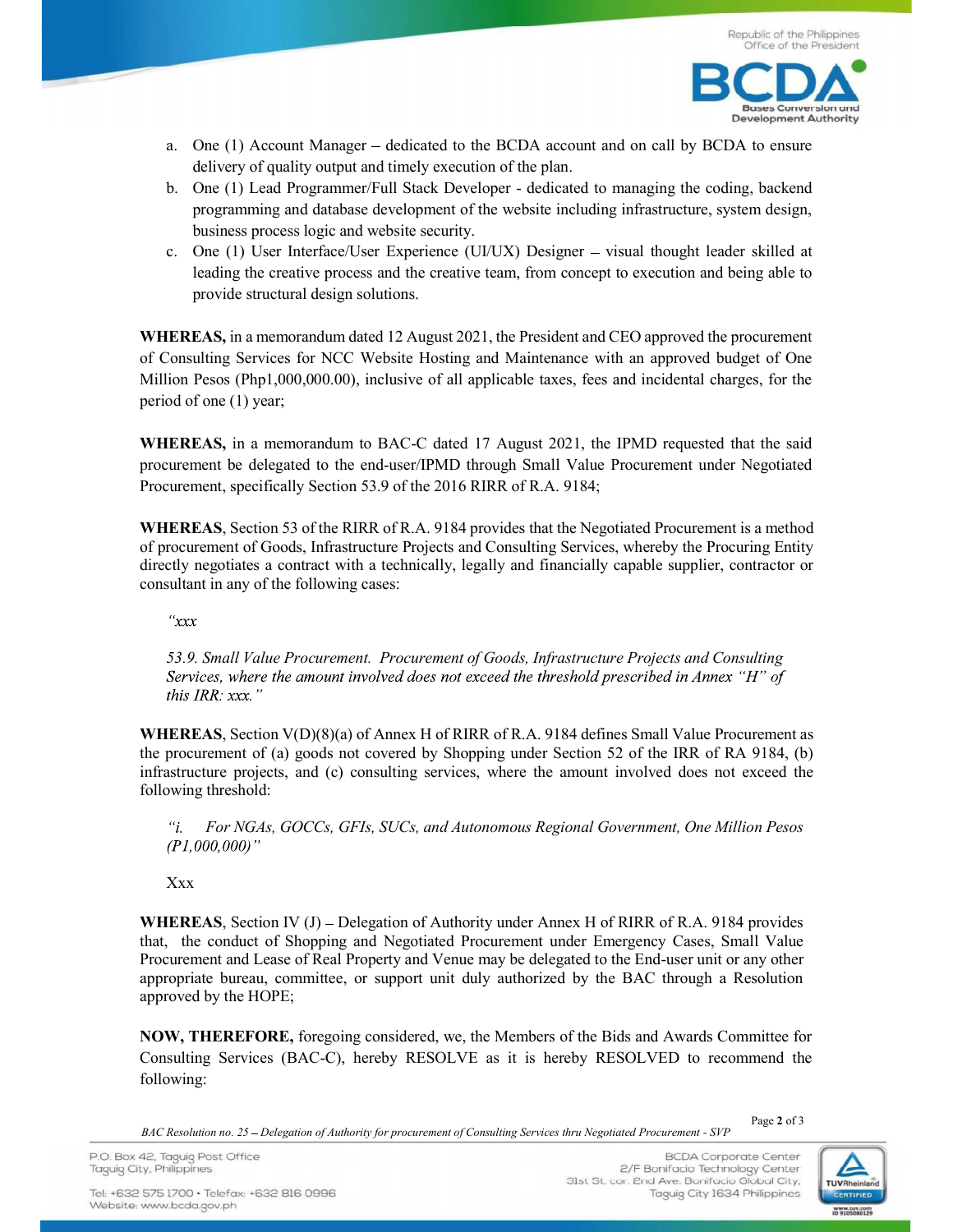a. One (1) Account Manager – dedicated to the BCDA account and on call by BCDA to ensure delivery of quality output and timely execution of the plan.
b. One (1) Lead Programmer/Full Stack Developer - dedicated to managing the coding, backend programming and database development of the website including infrastructure, system design, business process logic and website security.
c. One (1) User Interface/User Experience (UI/UX) Designer – visual thought leader skilled at leading the creative process and the creative team, from concept to execution and being able to provide structural design solutions.

**WHEREAS,** in a memorandum dated 12 August 2021, the President and CEO approved the procurement of Consulting Services for NCC Website Hosting and Maintenance with an approved budget of One Million Pesos (Php1,000,000.00), inclusive of all applicable taxes, fees and incidental charges, for the period of one (1) year;

**WHEREAS,** in a memorandum to BAC-C dated 17 August 2021, the IPMD requested that the said procurement be delegated to the end-user/IPMD through Small Value Procurement under Negotiated Procurement, specifically Section 53.9 of the 2016 RIRR of R.A. 9184;

**WHEREAS**, Section 53 of the RIRR of R.A. 9184 provides that the Negotiated Procurement is a method of procurement of Goods, Infrastructure Projects and Consulting Services, whereby the Procuring Entity directly negotiates a contract with a technically, legally and financially capable supplier, contractor or consultant in any of the following cases:

> *"xxx*
>
> *53.9. Small Value Procurement. Procurement of Goods, Infrastructure Projects and Consulting Services, where the amount involved does not exceed the threshold prescribed in Annex "H" of this IRR: xxx."*

**WHEREAS**, Section V(D)(8)(a) of Annex H of RIRR of R.A. 9184 defines Small Value Procurement as the procurement of (a) goods not covered by Shopping under Section 52 of the IRR of RA 9184, (b) infrastructure projects, and (c) consulting services, where the amount involved does not exceed the following threshold:

> *"i. For NGAs, GOCCs, GFIs, SUCs, and Autonomous Regional Government, One Million Pesos (P1,000,000)"*
>
> Xxx

**WHEREAS**, Section IV (J) – Delegation of Authority under Annex H of RIRR of R.A. 9184 provides that, the conduct of Shopping and Negotiated Procurement under Emergency Cases, Small Value Procurement and Lease of Real Property and Venue may be delegated to the End-user unit or any other appropriate bureau, committee, or support unit duly authorized by the BAC through a Resolution approved by the HOPE;

**NOW, THEREFORE,** foregoing considered, we, the Members of the Bids and Awards Committee for Consulting Services (BAC-C), hereby RESOLVE as it is hereby RESOLVED to recommend the following: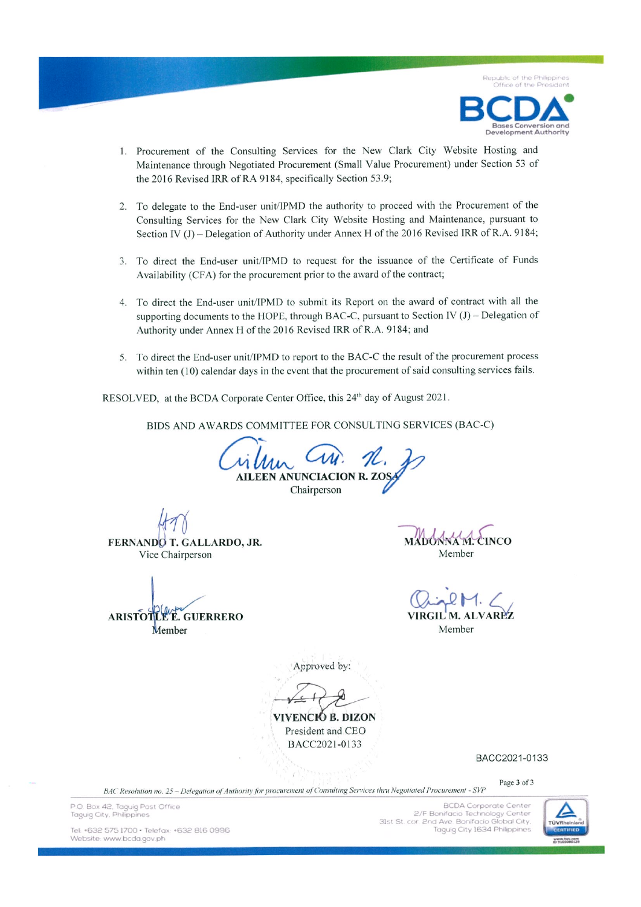1. Procurement of the Consulting Services for the New Clark City Website Hosting and Maintenance through Negotiated Procurement (Small Value Procurement) under Section 53 of the 2016 Revised IRR of RA 9184, specifically Section 53.9;

2. To delegate to the End-user unit/IPMD the authority to proceed with the Procurement of the Consulting Services for the New Clark City Website Hosting and Maintenance, pursuant to Section IV (J) – Delegation of Authority under Annex H of the 2016 Revised IRR of R.A. 9184;

3. To direct the End-user unit/IPMD to request for the issuance of the Certificate of Funds Availability (CFA) for the procurement prior to the award of the contract;

4. To direct the End-user unit/IPMD to submit its Report on the award of contract with all the supporting documents to the HOPE, through BAC-C, pursuant to Section IV (J) – Delegation of Authority under Annex H of the 2016 Revised IRR of R.A. 9184; and

5. To direct the End-user unit/IPMD to report to the BAC-C the result of the procurement process within ten (10) calendar days in the event that the procurement of said consulting services fails.

RESOLVED, at the BCDA Corporate Center Office, this 24th day of August 2021.

BIDS AND AWARDS COMMITTEE FOR CONSULTING SERVICES (BAC-C)

**AILEEN ANUNCIACION R. ZOSA**
Chairperson

**FERNANDO T. GALLARDO, JR.**
Vice Chairperson

**MADONNA M. CINCO**
Member

**ARISTOTLE E. GUERRERO**
Member

**VIRGIL M. ALVAREZ**
Member

Approved by:

**VIVENCIO B. DIZON**
President and CEO
BACC2021-0133

BACC2021-0133

*BAC Resolution no. 25 – Delegation of Authority for procurement of Consulting Services thru Negotiated Procurement - SVP*